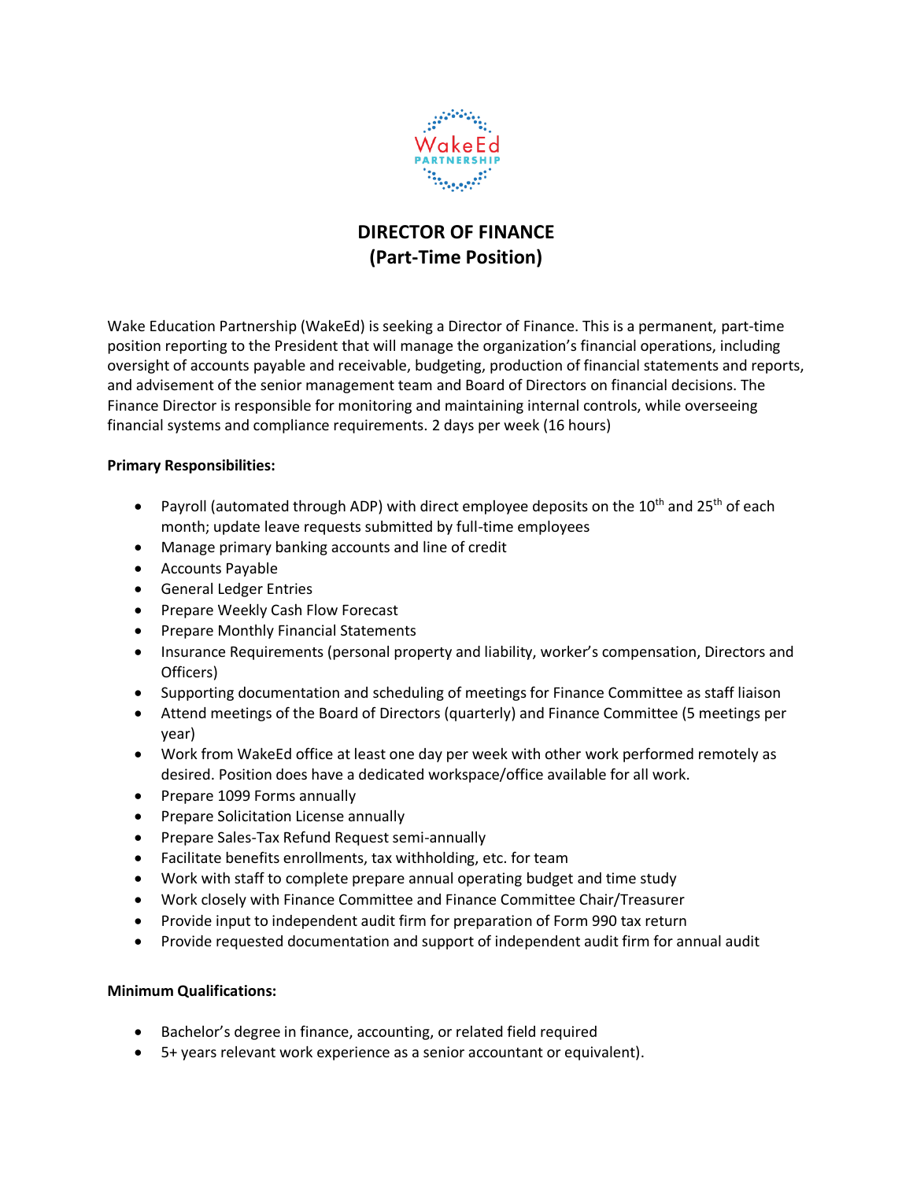# DIRECTOR OF FINANCE
## (Part-Time Position)

Wake Education Partnership (WakeEd) is seeking a Director of Finance. This is a permanent, part-time position reporting to the President that will manage the organization's financial operations, including oversight of accounts payable and receivable, budgeting, production of financial statements and reports, and advisement of the senior management team and Board of Directors on financial decisions. The Finance Director is responsible for monitoring and maintaining internal controls, while overseeing financial systems and compliance requirements. 2 days per week (16 hours)

**Primary Responsibilities:**

- Payroll (automated through ADP) with direct employee deposits on the 10th and 25th of each month; update leave requests submitted by full-time employees
- Manage primary banking accounts and line of credit
- Accounts Payable
- General Ledger Entries
- Prepare Weekly Cash Flow Forecast
- Prepare Monthly Financial Statements
- Insurance Requirements (personal property and liability, worker's compensation, Directors and Officers)
- Supporting documentation and scheduling of meetings for Finance Committee as staff liaison
- Attend meetings of the Board of Directors (quarterly) and Finance Committee (5 meetings per year)
- Work from WakeEd office at least one day per week with other work performed remotely as desired. Position does have a dedicated workspace/office available for all work.
- Prepare 1099 Forms annually
- Prepare Solicitation License annually
- Prepare Sales-Tax Refund Request semi-annually
- Facilitate benefits enrollments, tax withholding, etc. for team
- Work with staff to complete prepare annual operating budget and time study
- Work closely with Finance Committee and Finance Committee Chair/Treasurer
- Provide input to independent audit firm for preparation of Form 990 tax return
- Provide requested documentation and support of independent audit firm for annual audit

**Minimum Qualifications:**

- Bachelor's degree in finance, accounting, or related field required
- 5+ years relevant work experience as a senior accountant or equivalent).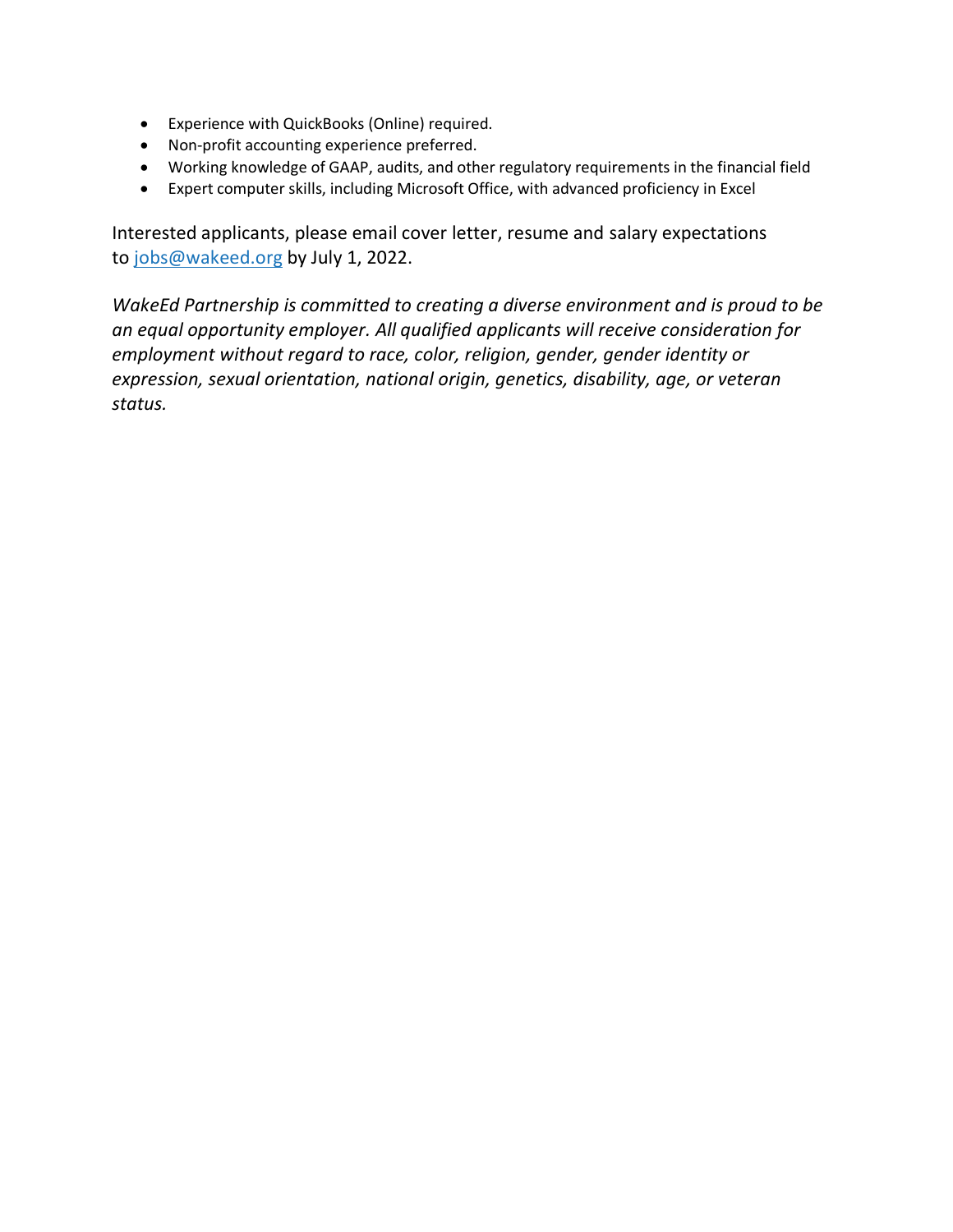- Experience with QuickBooks (Online) required.
- Non-profit accounting experience preferred.
- Working knowledge of GAAP, audits, and other regulatory requirements in the financial field
- Expert computer skills, including Microsoft Office, with advanced proficiency in Excel

Interested applicants, please email cover letter, resume and salary expectations to jobs@wakeed.org by July 1, 2022.

*WakeEd Partnership is committed to creating a diverse environment and is proud to be an equal opportunity employer. All qualified applicants will receive consideration for employment without regard to race, color, religion, gender, gender identity or expression, sexual orientation, national origin, genetics, disability, age, or veteran status.*